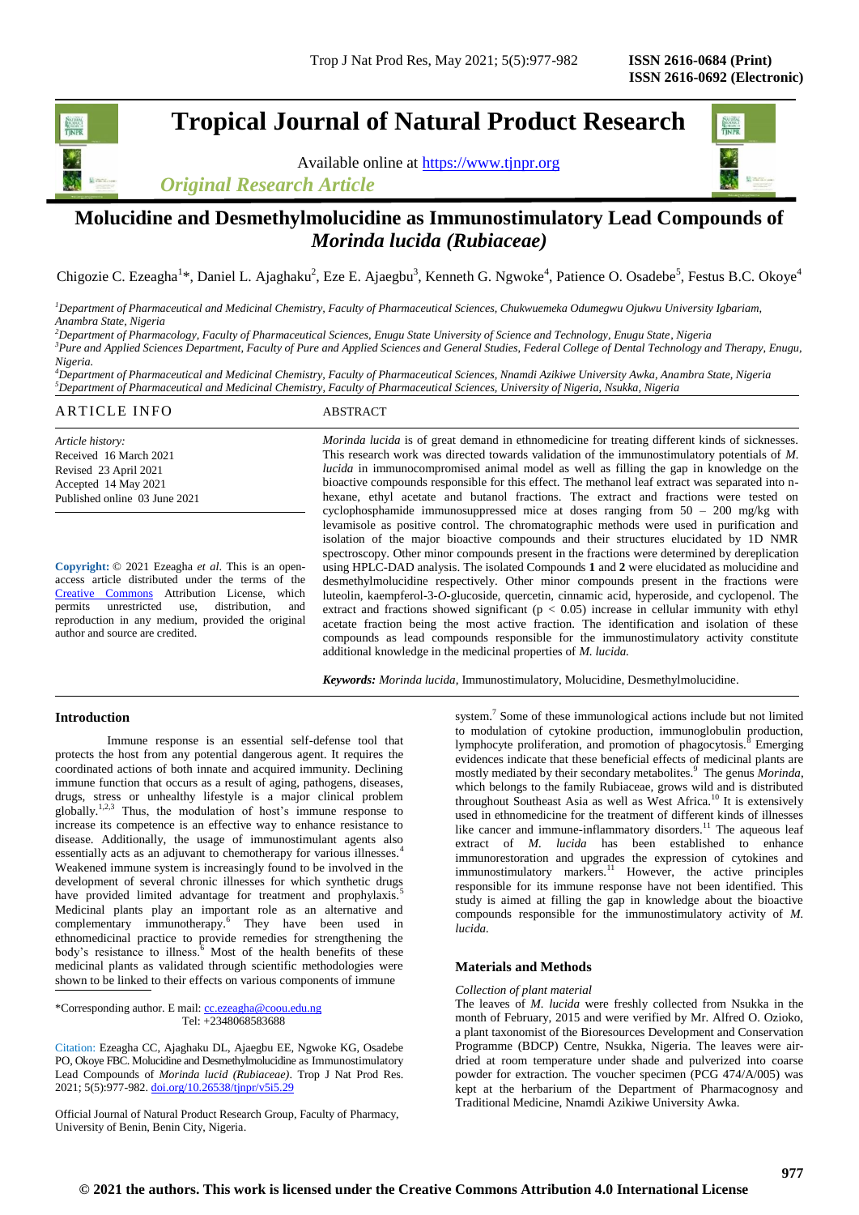# Molucidine and Desmethylmolucidine as Immunostimulatory Lead Compounds of *Morinda lucida (Rubiaceae)*

Chigozie C. Ezeagha[1]*, Daniel L. Ajaghaku[2], Eze E. Ajaegbu[3], Kenneth G. Ngwoke[4], Patience O. Osadebe[5], Festus B.C. Okoye[4]

[1]*Department of Pharmaceutical and Medicinal Chemistry, Faculty of Pharmaceutical Sciences, Chukwuemeka Odumegwu Ojukwu University Igbariam, Anambra State, Nigeria*
[2]*Department of Pharmacology, Faculty of Pharmaceutical Sciences, Enugu State University of Science and Technology, Enugu State, Nigeria*
[3]*Pure and Applied Sciences Department, Faculty of Pure and Applied Sciences and General Studies, Federal College of Dental Technology and Therapy, Enugu, Nigeria.*
[4]*Department of Pharmaceutical and Medicinal Chemistry, Faculty of Pharmaceutical Sciences, Nnamdi Azikiwe University Awka, Anambra State, Nigeria*
[5]*Department of Pharmaceutical and Medicinal Chemistry, Faculty of Pharmaceutical Sciences, University of Nigeria, Nsukka, Nigeria*

## ARTICLE INFO

*Article history:*
Received 16 March 2021
Revised 23 April 2021
Accepted 14 May 2021
Published online 03 June 2021

**Copyright:** © 2021 Ezeagha *et al*. This is an open-access article distributed under the terms of the Creative Commons Attribution License, which permits unrestricted use, distribution, and reproduction in any medium, provided the original author and source are credited.

## ABSTRACT

*Morinda lucida* is of great demand in ethnomedicine for treating different kinds of sicknesses. This research work was directed towards validation of the immunostimulatory potentials of *M. lucida* in immunocompromised animal model as well as filling the gap in knowledge on the bioactive compounds responsible for this effect. The methanol leaf extract was separated into n-hexane, ethyl acetate and butanol fractions. The extract and fractions were tested on cyclophosphamide immunosuppressed mice at doses ranging from 50 – 200 mg/kg with levamisole as positive control. The chromatographic methods were used in purification and isolation of the major bioactive compounds and their structures elucidated by 1D NMR spectroscopy. Other minor compounds present in the fractions were determined by dereplication using HPLC-DAD analysis. The isolated Compounds **1** and **2** were elucidated as molucidine and desmethylmolucidine respectively. Other minor compounds present in the fractions were luteolin, kaempferol-3-*O*-glucoside, quercetin, cinnamic acid, hyperoside, and cyclopenol. The extract and fractions showed significant ($p < 0.05$) increase in cellular immunity with ethyl acetate fraction being the most active fraction. The identification and isolation of these compounds as lead compounds responsible for the immunostimulatory activity constitute additional knowledge in the medicinal properties of *M. lucida.*

***Keywords:*** *Morinda lucida*, Immunostimulatory, Molucidine, Desmethylmolucidine.

## Introduction

Immune response is an essential self-defense tool that protects the host from any potential dangerous agent. It requires the coordinated actions of both innate and acquired immunity. Declining immune function that occurs as a result of aging, pathogens, diseases, drugs, stress or unhealthy lifestyle is a major clinical problem globally.[1,2,3] Thus, the modulation of host's immune response to increase its competence is an effective way to enhance resistance to disease. Additionally, the usage of immunostimulant agents also essentially acts as an adjuvant to chemotherapy for various illnesses.[4] Weakened immune system is increasingly found to be involved in the development of several chronic illnesses for which synthetic drugs have provided limited advantage for treatment and prophylaxis.[5] Medicinal plants play an important role as an alternative and complementary immunotherapy.[6] They have been used in ethnomedicinal practice to provide remedies for strengthening the body's resistance to illness.[6] Most of the health benefits of these medicinal plants as validated through scientific methodologies were shown to be linked to their effects on various components of immune system.[7] Some of these immunological actions include but not limited to modulation of cytokine production, immunoglobulin production, lymphocyte proliferation, and promotion of phagocytosis.[8] Emerging evidences indicate that these beneficial effects of medicinal plants are mostly mediated by their secondary metabolites.[9] The genus *Morinda*, which belongs to the family Rubiaceae, grows wild and is distributed throughout Southeast Asia as well as West Africa.[10] It is extensively used in ethnomedicine for the treatment of different kinds of illnesses like cancer and immune-inflammatory disorders.[11] The aqueous leaf extract of *M. lucida* has been established to enhance immunorestoration and upgrades the expression of cytokines and immunostimulatory markers.[11] However, the active principles responsible for its immune response have not been identified. This study is aimed at filling the gap in knowledge about the bioactive compounds responsible for the immunostimulatory activity of *M. lucida.*

\*Corresponding author. E mail: cc.ezeagha@coou.edu.ng
Tel: +2348068583688

Citation: Ezeagha CC, Ajaghaku DL, Ajaegbu EE, Ngwoke KG, Osadebe PO, Okoye FBC. Molucidine and Desmethylmolucidine as Immunostimulatory Lead Compounds of *Morinda lucid (Rubiaceae)*. Trop J Nat Prod Res. 2021; 5(5):977-982. doi.org/10.26538/tjnpr/v5i5.29

Official Journal of Natural Product Research Group, Faculty of Pharmacy, University of Benin, Benin City, Nigeria.

## Materials and Methods

*Collection of plant material*

The leaves of *M. lucida* were freshly collected from Nsukka in the month of February, 2015 and were verified by Mr. Alfred O. Ozioko, a plant taxonomist of the Bioresources Development and Conservation Programme (BDCP) Centre, Nsukka, Nigeria. The leaves were air-dried at room temperature under shade and pulverized into coarse powder for extraction. The voucher specimen (PCG 474/A/005) was kept at the herbarium of the Department of Pharmacognosy and Traditional Medicine, Nnamdi Azikiwe University Awka.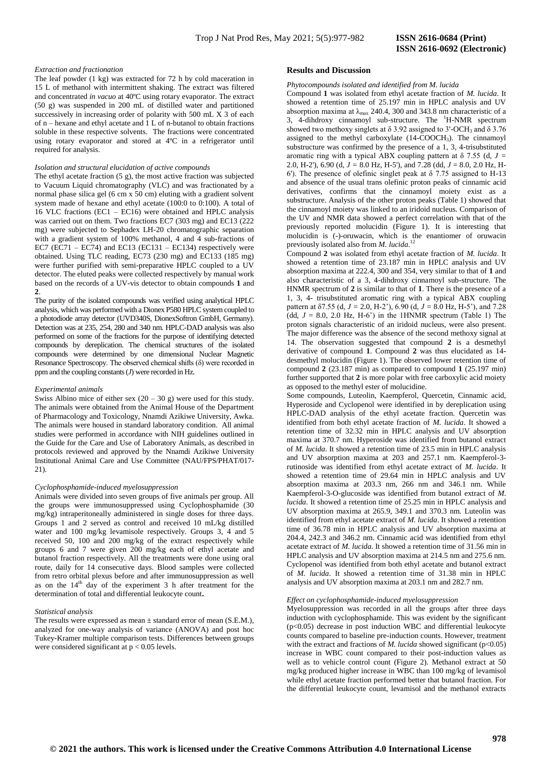*Extraction and fractionation*

The leaf powder (1 kg) was extracted for 72 h by cold maceration in 15 L of methanol with intermittent shaking. The extract was filtered and concentrated *in vacuo* at 40ºC using rotary evaporator. The extract (50 g) was suspended in 200 mL of distilled water and partitioned successively in increasing order of polarity with 500 mL X 3 of each of n – hexane and ethyl acetate and 1 L of n-butanol to obtain fractions soluble in these respective solvents. The fractions were concentrated using rotary evaporator and stored at 4ºC in a refrigerator until required for analysis.

*Isolation and structural elucidation of active compounds*

The ethyl acetate fraction (5 g), the most active fraction was subjected to Vacuum Liquid chromatography (VLC) and was fractionated by a normal phase silica gel (6 cm x 50 cm) eluting with a gradient solvent system made of hexane and ethyl acetate (100:0 to 0:100). A total of 16 VLC fractions (EC1 – EC16) were obtained and HPLC analysis was carried out on them. Two fractions EC7 (303 mg) and EC13 (222 mg) were subjected to Sephadex LH-20 chromatographic separation with a gradient system of 100% methanol, 4 and 4 sub-fractions of EC7 (EC71 – EC74) and EC13 (EC131 – EC134) respectively were obtained. Using TLC reading, EC73 (230 mg) and EC133 (185 mg) were further purified with semi-preparative HPLC coupled to a UV detector. The eluted peaks were collected respectively by manual work based on the records of a UV-vis detector to obtain compounds **1** and **2**.

The purity of the isolated compounds was verified using analytical HPLC analysis, which was performed with a Dionex P580 HPLC system coupled to a photodiode array detector (UVD340S, DionexSoftron GmbH, Germany). Detection was at 235, 254, 280 and 340 nm. HPLC-DAD analysis was also performed on some of the fractions for the purpose of identifying detected compounds by dereplication. The chemical structures of the isolated compounds were determined by one dimensional Nuclear Magnetic Resonance Spectroscopy. The observed chemical shifts (δ) were recorded in ppm and the coupling constants (*J*) were recorded in Hz.

*Experimental animals*

Swiss Albino mice of either sex (20 – 30 g) were used for this study. The animals were obtained from the Animal House of the Department of Pharmacology and Toxicology, Nnamdi Azikiwe University, Awka. The animals were housed in standard laboratory condition. All animal studies were performed in accordance with NIH guidelines outlined in the Guide for the Care and Use of Laboratory Animals, as described in protocols reviewed and approved by the Nnamdi Azikiwe University Institutional Animal Care and Use Committee (NAU/FPS/PHAT/017-21).

*Cyclophosphamide-induced myelosuppression*

Animals were divided into seven groups of five animals per group. All the groups were immunosuppressed using Cyclophosphamide (30 mg/kg) intraperitoneally administered in single doses for three days. Groups 1 and 2 served as control and received 10 mL/kg distilled water and 100 mg/kg levamisole respectively. Groups 3, 4 and 5 received 50, 100 and 200 mg/kg of the extract respectively while groups 6 and 7 were given 200 mg/kg each of ethyl acetate and butanol fraction respectively. All the treatments were done using oral route, daily for 14 consecutive days. Blood samples were collected from retro orbital plexus before and after immunosuppression as well as on the 14$^{th}$ day of the experiment 3 h after treatment for the determination of total and differential leukocyte count**.**

*Statistical analysis*

The results were expressed as mean ± standard error of mean (S.E.M.), analyzed for one-way analysis of variance (ANOVA) and post hoc Tukey-Kramer multiple comparison tests. Differences between groups were considered significant at $p < 0.05$ levels.

## Results and Discussion

*Phytocompounds isolated and identified from M. lucida*

Compound **1** was isolated from ethyl acetate fraction of *M. lucida*. It showed a retention time of 25.197 min in HPLC analysis and UV absorption maxima at $\lambda_{max}$ 240.4, 300 and 343.8 nm characteristic of a 3, 4-dihdroxy cinnamoyl sub-structure. The $^{1}$H-NMR spectrum showed two methoxy singlets at δ 3.92 assigned to 3'-$OCH_3$ and δ 3.76 assigned to the methyl carboxylate (14-$COOCH_3$). The cinnamoyl substructure was confirmed by the presence of a 1, 3, 4-trisubstituted aromatic ring with a typical ABX coupling pattern at δ 7.55 (d, *J* = 2.0, H-2'), 6.90 (d, *J* = 8.0 Hz, H-5'), and 7.28 (dd, *J* = 8.0, 2.0 Hz, H-6'). The presence of olefinic singlet peak at δ 7.75 assigned to H-13 and absence of the usual trans olefinic proton peaks of cinnamic acid derivatives, confirms that the cinnamoyl moiety exist as a substructure. Analysis of the other proton peaks (Table 1) showed that the cinnamoyl moiety was linked to an iridoid nucleus. Comparison of the UV and NMR data showed a perfect correlation with that of the previously reported molucidin (Figure 1). It is interesting that molucidin is (-)-oruwacin, which is the enantiomer of oruwacin previously isolated also from *M. lucida*.[12]

Compound **2** was isolated from ethyl acetate fraction of *M. lucida*. It showed a retention time of 23.187 min in HPLC analysis and UV absorption maxima at 222.4, 300 and 354, very similar to that of **1** and also characteristic of a 3, 4-dihdroxy cinnamoyl sub-structure. The HNMR spectrum of **2** is similar to that of **1**. There is the presence of a 1, 3, 4- trisubstituted aromatic ring with a typical ABX coupling pattern at δ7.55 (d, *J* = 2.0, H-2'), 6.90 (d, *J* = 8.0 Hz, H-5'), and 7.28 (dd, *J* = 8.0, 2.0 Hz, H-6') in the 1HNMR spectrum (Table 1) The proton signals characteristic of an iridoid nucleus, were also present. The major difference was the absence of the second methoxy signal at 14. The observation suggested that compound **2** is a desmethyl derivative of compound **1**. Compound **2** was thus elucidated as 14-desmethyl molucidin (Figure 1). The observed lower retention time of compound **2** (23.187 min) as compared to compound **1** (25.197 min) further supported that **2** is more polar with free carboxylic acid moiety as opposed to the methyl ester of molucidine.

Some compounds, Luteolin, Kaempferol, Quercetin, Cinnamic acid, Hyperoside and Cyclopenol were identified in by dereplication using HPLC-DAD analysis of the ethyl acetate fraction. Quercetin was identified from both ethyl acetate fraction of *M. lucida*. It showed a retention time of 32.32 min in HPLC analysis and UV absorption maxima at 370.7 nm. Hyperoside was identified from butanol extract of *M. lucida*. It showed a retention time of 23.5 min in HPLC analysis and UV absorption maxima at 203 and 257.1 nm. Kaempferol-3-rutinoside was identified from ethyl acetate extract of *M. lucida*. It showed a retention time of 29.64 min in HPLC analysis and UV absorption maxima at 203.3 nm, 266 nm and 346.1 nm. While Kaempferol-3-O-glucoside was identified from butanol extract of *M. lucida*. It showed a retention time of 25.25 min in HPLC analysis and UV absorption maxima at 265.9, 349.1 and 370.3 nm. Luteolin was identified from ethyl acetate extract of *M. lucida*. It showed a retention time of 36.78 min in HPLC analysis and UV absorption maxima at 204.4, 242.3 and 346.2 nm. Cinnamic acid was identified from ethyl acetate extract of *M. lucida*. It showed a retention time of 31.56 min in HPLC analysis and UV absorption maxima at 214.5 nm and 275.6 nm. Cyclopenol was identified from both ethyl acetate and butanol extract of *M. lucida*. It showed a retention time of 31.38 min in HPLC analysis and UV absorption maxima at 203.1 nm and 282.7 nm.

*Effect on cyclophosphamide-induced myelosuppression*

Myelosuppression was recorded in all the groups after three days induction with cyclophosphamide. This was evident by the significant ($p<0.05$) decrease in post induction WBC and differential leukocyte counts compared to baseline pre-induction counts. However, treatment with the extract and fractions of *M. lucida* showed significant ($p<0.05$) increase in WBC count compared to their post-induction values as well as to vehicle control count (Figure 2). Methanol extract at 50 mg/kg produced higher increase in WBC than 100 mg/kg of levamisol while ethyl acetate fraction performed better that butanol fraction. For the differential leukocyte count, levamisol and the methanol extracts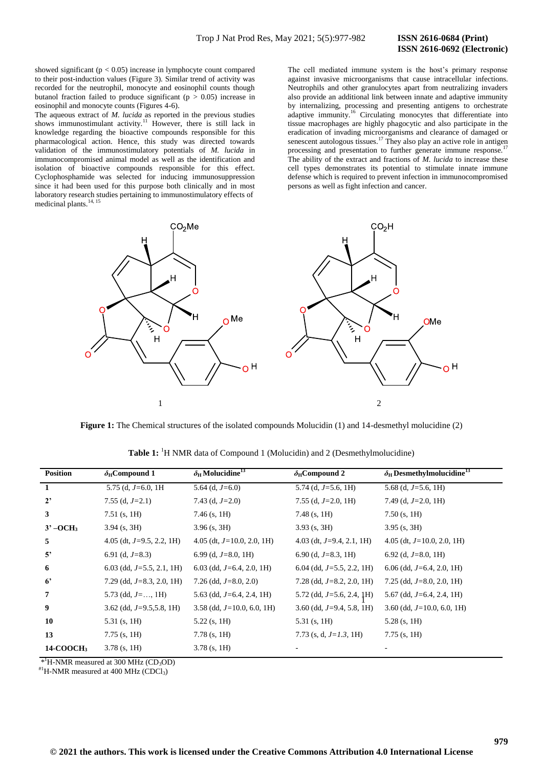showed significant ($p < 0.05$) increase in lymphocyte count compared to their post-induction values (Figure 3). Similar trend of activity was recorded for the neutrophil, monocyte and eosinophil counts though butanol fraction failed to produce significant ($p > 0.05$) increase in eosinophil and monocyte counts (Figures 4-6).

The aqueous extract of *M. lucida* as reported in the previous studies shows immunostimulant activity.[11] However, there is still lack in knowledge regarding the bioactive compounds responsible for this pharmacological action. Hence, this study was directed towards validation of the immunostimulatory potentials of *M. lucida* in immunocompromised animal model as well as the identification and isolation of bioactive compounds responsible for this effect. Cyclophosphamide was selected for inducing immunosuppression since it had been used for this purpose both clinically and in most laboratory research studies pertaining to immunostimulatory effects of medicinal plants.[14, 15]

The cell mediated immune system is the host's primary response against invasive microorganisms that cause intracellular infections. Neutrophils and other granulocytes apart from neutralizing invaders also provide an additional link between innate and adaptive immunity by internalizing, processing and presenting antigens to orchestrate adaptive immunity.[16] Circulating monocytes that differentiate into tissue macrophages are highly phagocytic and also participate in the eradication of invading microorganisms and clearance of damaged or senescent autologous tissues.[17] They also play an active role in antigen processing and presentation to further generate immune response.[17] The ability of the extract and fractions of *M. lucida* to increase these cell types demonstrates its potential to stimulate innate immune defense which is required to prevent infection in immunocompromised persons as well as fight infection and cancer.

**Figure 1:** The Chemical structures of the isolated compounds Molucidin (1) and 14-desmethyl molucidine (2)

**Table 1:** $^1$H NMR data of Compound 1 (Molucidin) and 2 (Desmethylmolucidine)

| Position | $\delta_H$ Compound 1 | $\delta_H$ Molucidine[13] | $\delta_H$ Compound 2 | $\delta_H$ Desmethylmolucidine[13] |
|---|---|---|---|---|
| **1** | 5.75 (d, *J*=6.0, 1H | 5.64 (d, *J*=6.0) | 5.74 (d, *J*=5.6, 1H) | 5.68 (d, *J*=5.6, 1H) |
| **2'** | 7.55 (d, *J*=2.1) | 7.43 (d, *J*=2.0) | 7.55 (d, *J*=2.0, 1H) | 7.49 (d, *J*=2.0, 1H) |
| **3** | 7.51 (s, 1H) | 7.46 (s, 1H) | 7.48 (s, 1H) | 7.50 (s, 1H) |
| **3' –OCH$_3$** | 3.94 (s, 3H) | 3.96 (s, 3H) | 3.93 (s, 3H) | 3.95 (s, 3H) |
| **5** | 4.05 (dt, *J*=9.5, 2.2, 1H) | 4.05 (dt, *J*=10.0, 2.0, 1H) | 4.03 (dt, *J*=9.4, 2.1, 1H) | 4.05 (dt, *J*=10.0, 2.0, 1H) |
| **5'** | 6.91 (d, *J*=8.3) | 6.99 (d, *J*=8.0, 1H) | 6.90 (d, *J*=8.3, 1H) | 6.92 (d, *J*=8.0, 1H) |
| **6** | 6.03 (dd, *J*=5.5, 2.1, 1H) | 6.03 (dd, *J*=6.4, 2.0, 1H) | 6.04 (dd, *J*=5.5, 2.2, 1H) | 6.06 (dd, *J*=6.4, 2.0, 1H) |
| **6'** | 7.29 (dd, *J*=8.3, 2.0, 1H) | 7.26 (dd, *J*=8.0, 2.0) | 7.28 (dd, *J*=8.2, 2.0, 1H) | 7.25 (dd, *J*=8.0, 2.0, 1H) |
| **7** | 5.73 (dd, *J*=…, 1H) | 5.63 (dd, *J*=6.4, 2.4, 1H) | 5.72 (dd, *J*=5.6, 2.4, 1H) | 5.67 (dd, *J*=6.4, 2.4, 1H) |
| **9** | 3.62 (dd, *J*=9.5,5.8, 1H) | 3.58 (dd, *J*=10.0, 6.0, 1H) | 3.60 (dd, *J*=9.4, 5.8, 1H) | 3.60 (dd, *J*=10.0, 6.0, 1H) |
| **10** | 5.31 (s, 1H) | 5.22 (s, 1H) | 5.31 (s, 1H) | 5.28 (s, 1H) |
| **13** | 7.75 (s, 1H) | 7.78 (s, 1H) | 7.73 (s, d, *J=1.3*, 1H) | 7.75 (s, 1H) |
| **14-COOCH$_3$** | 3.78 (s, 1H) | 3.78 (s, 1H) | - | - |

*$^1$H-NMR measured at 300 MHz ($CD_3OD$)
#$^1$H-NMR measured at 400 MHz ($CDCl_3$)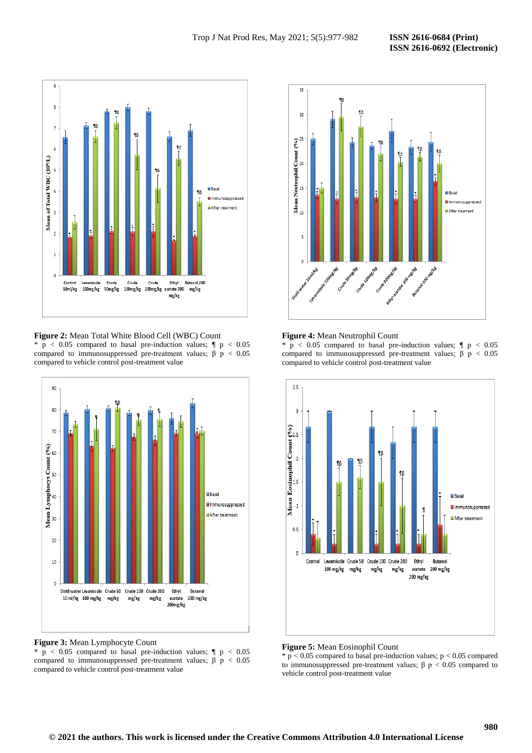**Figure 2:** Mean Total White Blood Cell (WBC) Count

* $p < 0.05$ compared to basal pre-induction values; ¶ $p < 0.05$ compared to immunosuppressed pre-treatment values; β $p < 0.05$ compared to vehicle control post-treatment value

**Figure 3:** Mean Lymphocyte Count

* $p < 0.05$ compared to basal pre-induction values; ¶ $p < 0.05$ compared to immunosuppressed pre-treatment values; β $p < 0.05$ compared to vehicle control post-treatment value

**Figure 4:** Mean Neutrophil Count

* $p < 0.05$ compared to basal pre-induction values; ¶ $p < 0.05$ compared to immunosuppressed pre-treatment values; β $p < 0.05$ compared to vehicle control post-treatment value

**Figure 5:** Mean Eosinophil Count

* $p < 0.05$ compared to basal pre-induction values; $p < 0.05$ compared to immunosuppressed pre-treatment values; β $p < 0.05$ compared to vehicle control post-treatment value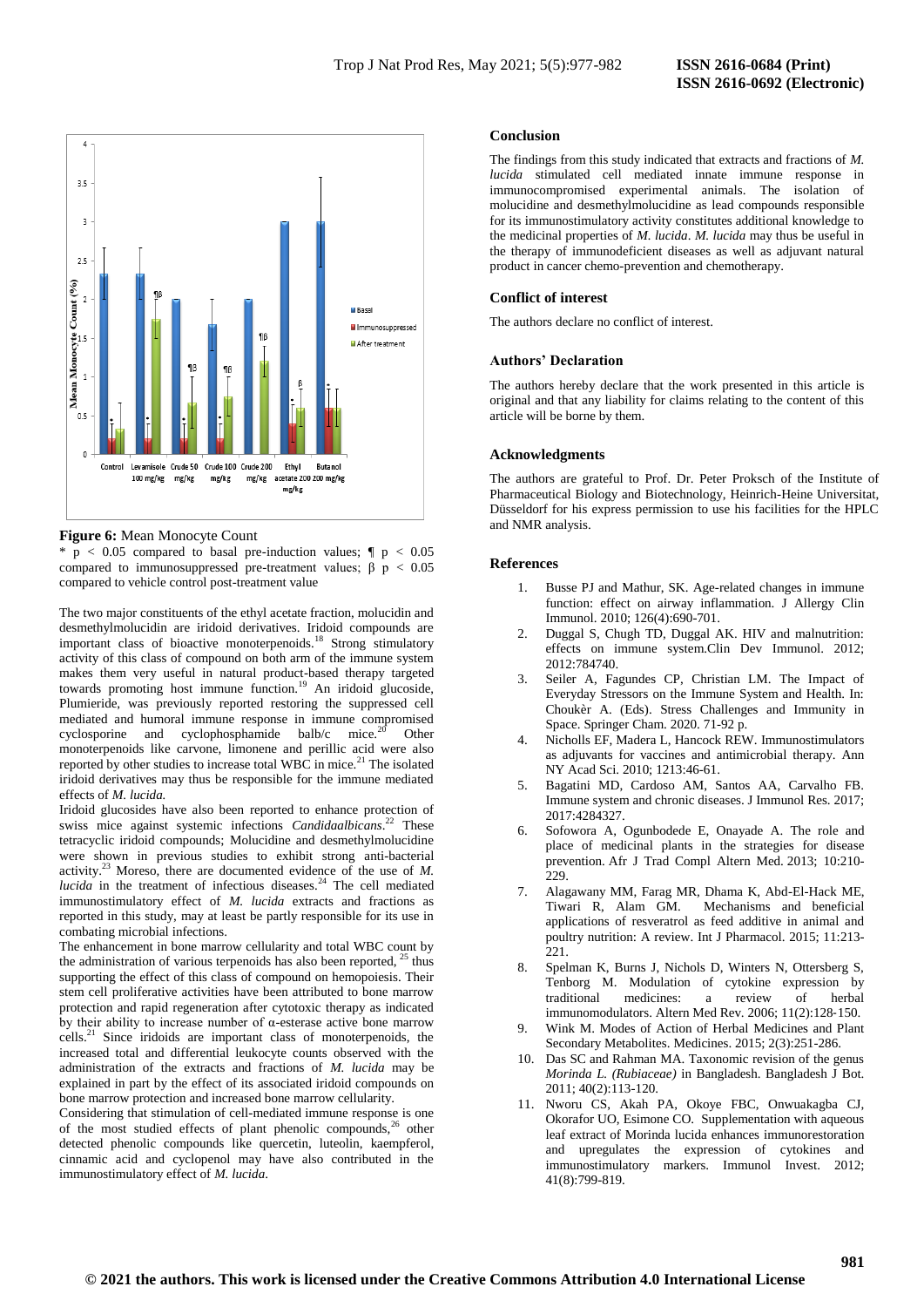**Figure 6:** Mean Monocyte Count

* $p < 0.05$ compared to basal pre-induction values; ¶ $p < 0.05$ compared to immunosuppressed pre-treatment values; β $p < 0.05$ compared to vehicle control post-treatment value

The two major constituents of the ethyl acetate fraction, molucidin and desmethylmolucidin are iridoid derivatives. Iridoid compounds are important class of bioactive monoterpenoids.[18] Strong stimulatory activity of this class of compound on both arm of the immune system makes them very useful in natural product-based therapy targeted towards promoting host immune function.[19] An iridoid glucoside, Plumieride, was previously reported restoring the suppressed cell mediated and humoral immune response in immune compromised cyclosporine and cyclophosphamide balb/c mice.[20] Other monoterpenoids like carvone, limonene and perillic acid were also reported by other studies to increase total WBC in mice.[21] The isolated iridoid derivatives may thus be responsible for the immune mediated effects of *M. lucida.*

Iridoid glucosides have also been reported to enhance protection of swiss mice against systemic infections *Candidaalbicans*.[22] These tetracyclic iridoid compounds; Molucidine and desmethylmolucidine were shown in previous studies to exhibit strong anti-bacterial activity.[23] Moreso, there are documented evidence of the use of *M. lucida* in the treatment of infectious diseases.[24] The cell mediated immunostimulatory effect of *M. lucida* extracts and fractions as reported in this study, may at least be partly responsible for its use in combating microbial infections.

The enhancement in bone marrow cellularity and total WBC count by the administration of various terpenoids has also been reported, [25] thus supporting the effect of this class of compound on hemopoiesis. Their stem cell proliferative activities have been attributed to bone marrow protection and rapid regeneration after cytotoxic therapy as indicated by their ability to increase number of α-esterase active bone marrow cells.[21] Since iridoids are important class of monoterpenoids, the increased total and differential leukocyte counts observed with the administration of the extracts and fractions of *M. lucida* may be explained in part by the effect of its associated iridoid compounds on bone marrow protection and increased bone marrow cellularity.

Considering that stimulation of cell-mediated immune response is one of the most studied effects of plant phenolic compounds,[26] other detected phenolic compounds like quercetin, luteolin, kaempferol, cinnamic acid and cyclopenol may have also contributed in the immunostimulatory effect of *M. lucida*.

## Conclusion

The findings from this study indicated that extracts and fractions of *M. lucida* stimulated cell mediated innate immune response in immunocompromised experimental animals. The isolation of molucidine and desmethylmolucidine as lead compounds responsible for its immunostimulatory activity constitutes additional knowledge to the medicinal properties of *M. lucida*. *M. lucida* may thus be useful in the therapy of immunodeficient diseases as well as adjuvant natural product in cancer chemo-prevention and chemotherapy.

## Conflict of interest

The authors declare no conflict of interest.

## Authors' Declaration

The authors hereby declare that the work presented in this article is original and that any liability for claims relating to the content of this article will be borne by them.

## Acknowledgments

The authors are grateful to Prof. Dr. Peter Proksch of the Institute of Pharmaceutical Biology and Biotechnology, Heinrich-Heine Universitat, Düsseldorf for his express permission to use his facilities for the HPLC and NMR analysis.

## References

1. Busse PJ and Mathur, SK. Age-related changes in immune function: effect on airway inflammation. J Allergy Clin Immunol. 2010; 126(4):690-701.
2. Duggal S, Chugh TD, Duggal AK. HIV and malnutrition: effects on immune system.Clin Dev Immunol. 2012; 2012:784740.
3. Seiler A, Fagundes CP, Christian LM. The Impact of Everyday Stressors on the Immune System and Health. In: Choukèr A. (Eds). Stress Challenges and Immunity in Space. Springer Cham. 2020. 71-92 p.
4. Nicholls EF, Madera L, Hancock REW. Immunostimulators as adjuvants for vaccines and antimicrobial therapy. Ann NY Acad Sci. 2010; 1213:46-61.
5. Bagatini MD, Cardoso AM, Santos AA, Carvalho FB. Immune system and chronic diseases. J Immunol Res. 2017; 2017:4284327.
6. Sofowora A, Ogunbodede E, Onayade A. The role and place of medicinal plants in the strategies for disease prevention. Afr J Trad Compl Altern Med. 2013; 10:210-229.
7. Alagawany MM, Farag MR, Dhama K, Abd-El-Hack ME, Tiwari R, Alam GM. Mechanisms and beneficial applications of resveratrol as feed additive in animal and poultry nutrition: A review. Int J Pharmacol. 2015; 11:213-221.
8. Spelman K, Burns J, Nichols D, Winters N, Ottersberg S, Tenborg M. Modulation of cytokine expression by traditional medicines: a review of herbal immunomodulators. Altern Med Rev. 2006; 11(2):128-150.
9. Wink M. Modes of Action of Herbal Medicines and Plant Secondary Metabolites. Medicines. 2015; 2(3):251-286.
10. Das SC and Rahman MA. Taxonomic revision of the genus *Morinda L. (Rubiaceae)* in Bangladesh. Bangladesh J Bot. 2011; 40(2):113-120.
11. Nworu CS, Akah PA, Okoye FBC, Onwuakagba CJ, Okorafor UO, Esimone CO. Supplementation with aqueous leaf extract of Morinda lucida enhances immunorestoration and upregulates the expression of cytokines and immunostimulatory markers. Immunol Invest. 2012; 41(8):799-819.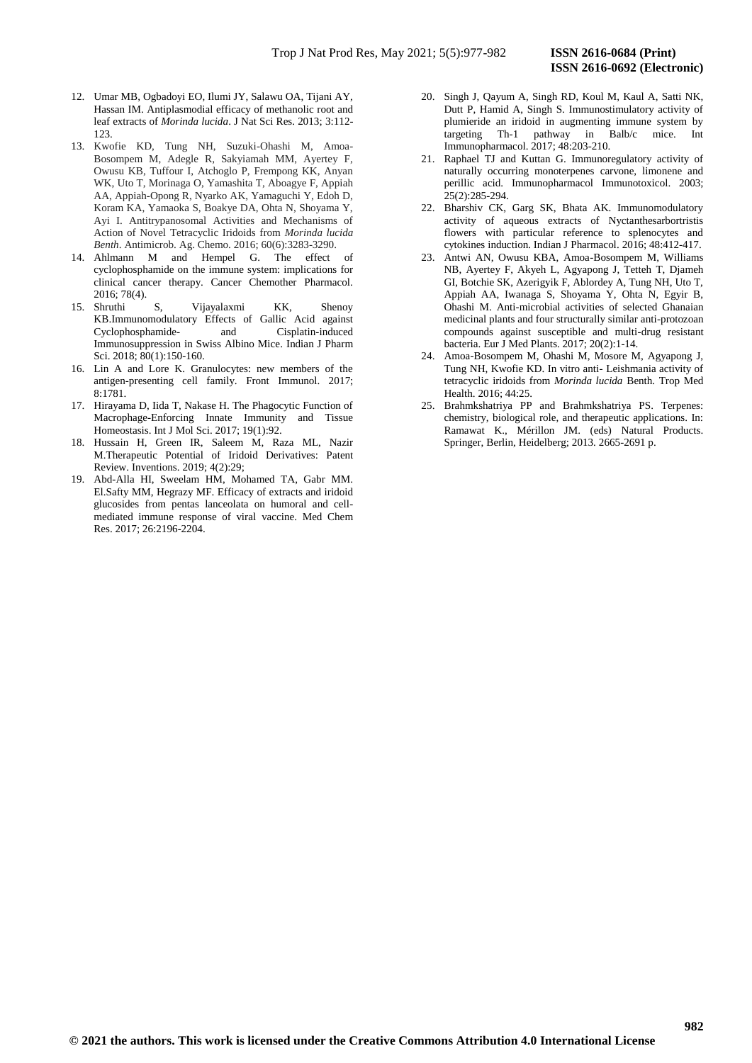12. Umar MB, Ogbadoyi EO, Ilumi JY, Salawu OA, Tijani AY, Hassan IM. Antiplasmodial efficacy of methanolic root and leaf extracts of *Morinda lucida*. J Nat Sci Res. 2013; 3:112-123.
13. Kwofie KD, Tung NH, Suzuki-Ohashi M, Amoa-Bosompem M, Adegle R, Sakyiamah MM, Ayertey F, Owusu KB, Tuffour I, Atchoglo P, Frempong KK, Anyan WK, Uto T, Morinaga O, Yamashita T, Aboagye F, Appiah AA, Appiah-Opong R, Nyarko AK, Yamaguchi Y, Edoh D, Koram KA, Yamaoka S, Boakye DA, Ohta N, Shoyama Y, Ayi I. Antitrypanosomal Activities and Mechanisms of Action of Novel Tetracyclic Iridoids from *Morinda lucida Benth*. Antimicrob. Ag. Chemo. 2016; 60(6):3283-3290.
14. Ahlmann M and Hempel G. The effect of cyclophosphamide on the immune system: implications for clinical cancer therapy. Cancer Chemother Pharmacol. 2016; 78(4).
15. Shruthi S, Vijayalaxmi KK, Shenoy KB.Immunomodulatory Effects of Gallic Acid against Cyclophosphamide- and Cisplatin-induced Immunosuppression in Swiss Albino Mice. Indian J Pharm Sci. 2018; 80(1):150-160.
16. Lin A and Lore K. Granulocytes: new members of the antigen-presenting cell family. Front Immunol. 2017; 8:1781.
17. Hirayama D, Iida T, Nakase H. The Phagocytic Function of Macrophage-Enforcing Innate Immunity and Tissue Homeostasis. Int J Mol Sci. 2017; 19(1):92.
18. Hussain H, Green IR, Saleem M, Raza ML, Nazir M.Therapeutic Potential of Iridoid Derivatives: Patent Review. Inventions. 2019; 4(2):29;
19. Abd-Alla HI, Sweelam HM, Mohamed TA, Gabr MM. El.Safty MM, Hegrazy MF. Efficacy of extracts and iridoid glucosides from pentas lanceolata on humoral and cell-mediated immune response of viral vaccine. Med Chem Res. 2017; 26:2196-2204.
20. Singh J, Qayum A, Singh RD, Koul M, Kaul A, Satti NK, Dutt P, Hamid A, Singh S. Immunostimulatory activity of plumieride an iridoid in augmenting immune system by targeting Th-1 pathway in Balb/c mice. Int Immunopharmacol. 2017; 48:203-210.
21. Raphael TJ and Kuttan G. Immunoregulatory activity of naturally occurring monoterpenes carvone, limonene and perillic acid. Immunopharmacol Immunotoxicol. 2003; 25(2):285-294.
22. Bharshiv CK, Garg SK, Bhata AK. Immunomodulatory activity of aqueous extracts of Nyctanthesarbortristis flowers with particular reference to splenocytes and cytokines induction. Indian J Pharmacol. 2016; 48:412-417.
23. Antwi AN, Owusu KBA, Amoa-Bosompem M, Williams NB, Ayertey F, Akyeh L, Agyapong J, Tetteh T, Djameh GI, Botchie SK, Azerigyik F, Ablordey A, Tung NH, Uto T, Appiah AA, Iwanaga S, Shoyama Y, Ohta N, Egyir B, Ohashi M. Anti-microbial activities of selected Ghanaian medicinal plants and four structurally similar anti-protozoan compounds against susceptible and multi-drug resistant bacteria. Eur J Med Plants. 2017; 20(2):1-14.
24. Amoa-Bosompem M, Ohashi M, Mosore M, Agyapong J, Tung NH, Kwofie KD. In vitro anti- Leishmania activity of tetracyclic iridoids from *Morinda lucida* Benth. Trop Med Health. 2016; 44:25.
25. Brahmkshatriya PP and Brahmkshatriya PS. Terpenes: chemistry, biological role, and therapeutic applications. In: Ramawat K., Mérillon JM. (eds) Natural Products. Springer, Berlin, Heidelberg; 2013. 2665-2691 p.

**© 2021 the authors. This work is licensed under the Creative Commons Attribution 4.0 International License**